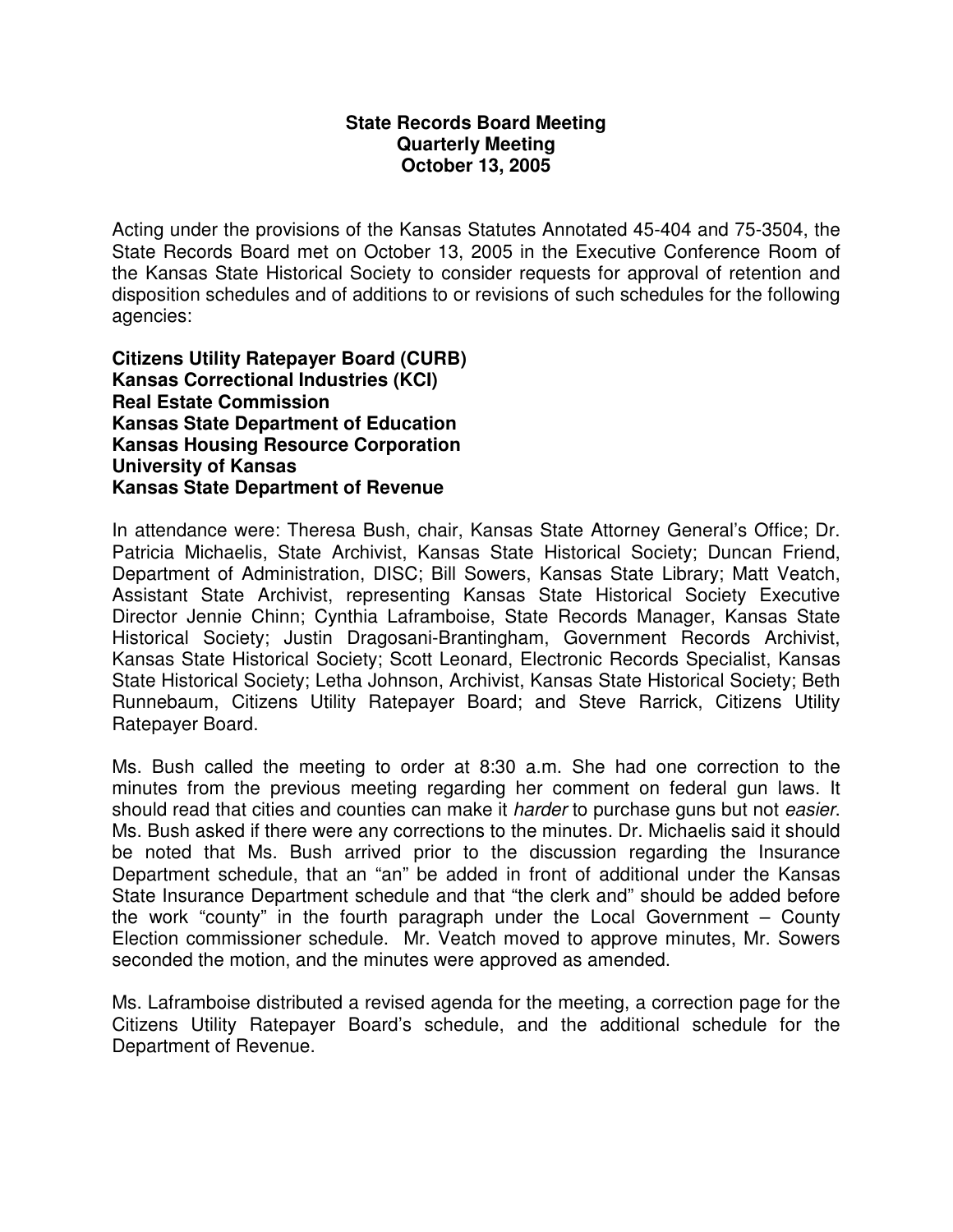# State Records Board Meeting
## Quarterly Meeting
## October 13, 2005

Acting under the provisions of the Kansas Statutes Annotated 45-404 and 75-3504, the State Records Board met on October 13, 2005 in the Executive Conference Room of the Kansas State Historical Society to consider requests for approval of retention and disposition schedules and of additions to or revisions of such schedules for the following agencies:

**Citizens Utility Ratepayer Board (CURB)**
**Kansas Correctional Industries (KCI)**
**Real Estate Commission**
**Kansas State Department of Education**
**Kansas Housing Resource Corporation**
**University of Kansas**
**Kansas State Department of Revenue**

In attendance were: Theresa Bush, chair, Kansas State Attorney General's Office; Dr. Patricia Michaelis, State Archivist, Kansas State Historical Society; Duncan Friend, Department of Administration, DISC; Bill Sowers, Kansas State Library; Matt Veatch, Assistant State Archivist, representing Kansas State Historical Society Executive Director Jennie Chinn; Cynthia Laframboise, State Records Manager, Kansas State Historical Society; Justin Dragosani-Brantingham, Government Records Archivist, Kansas State Historical Society; Scott Leonard, Electronic Records Specialist, Kansas State Historical Society; Letha Johnson, Archivist, Kansas State Historical Society; Beth Runnebaum, Citizens Utility Ratepayer Board; and Steve Rarrick, Citizens Utility Ratepayer Board.

Ms. Bush called the meeting to order at 8:30 a.m. She had one correction to the minutes from the previous meeting regarding her comment on federal gun laws. It should read that cities and counties can make it *harder* to purchase guns but not *easier.* Ms. Bush asked if there were any corrections to the minutes. Dr. Michaelis said it should be noted that Ms. Bush arrived prior to the discussion regarding the Insurance Department schedule, that an "an" be added in front of additional under the Kansas State Insurance Department schedule and that "the clerk and" should be added before the work "county" in the fourth paragraph under the Local Government – County Election commissioner schedule. Mr. Veatch moved to approve minutes, Mr. Sowers seconded the motion, and the minutes were approved as amended.

Ms. Laframboise distributed a revised agenda for the meeting, a correction page for the Citizens Utility Ratepayer Board's schedule, and the additional schedule for the Department of Revenue.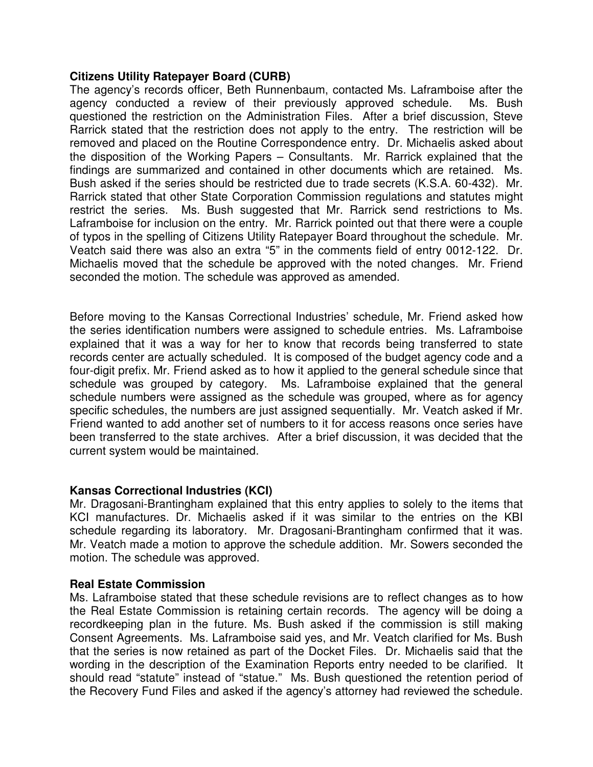**Citizens Utility Ratepayer Board (CURB)**

The agency's records officer, Beth Runnenbaum, contacted Ms. Laframboise after the agency conducted a review of their previously approved schedule. Ms. Bush questioned the restriction on the Administration Files. After a brief discussion, Steve Rarrick stated that the restriction does not apply to the entry. The restriction will be removed and placed on the Routine Correspondence entry. Dr. Michaelis asked about the disposition of the Working Papers – Consultants. Mr. Rarrick explained that the findings are summarized and contained in other documents which are retained. Ms. Bush asked if the series should be restricted due to trade secrets (K.S.A. 60-432). Mr. Rarrick stated that other State Corporation Commission regulations and statutes might restrict the series. Ms. Bush suggested that Mr. Rarrick send restrictions to Ms. Laframboise for inclusion on the entry. Mr. Rarrick pointed out that there were a couple of typos in the spelling of Citizens Utility Ratepayer Board throughout the schedule. Mr. Veatch said there was also an extra "5" in the comments field of entry 0012-122. Dr. Michaelis moved that the schedule be approved with the noted changes. Mr. Friend seconded the motion. The schedule was approved as amended.

Before moving to the Kansas Correctional Industries' schedule, Mr. Friend asked how the series identification numbers were assigned to schedule entries. Ms. Laframboise explained that it was a way for her to know that records being transferred to state records center are actually scheduled. It is composed of the budget agency code and a four-digit prefix. Mr. Friend asked as to how it applied to the general schedule since that schedule was grouped by category. Ms. Laframboise explained that the general schedule numbers were assigned as the schedule was grouped, where as for agency specific schedules, the numbers are just assigned sequentially. Mr. Veatch asked if Mr. Friend wanted to add another set of numbers to it for access reasons once series have been transferred to the state archives. After a brief discussion, it was decided that the current system would be maintained.

**Kansas Correctional Industries (KCI)**

Mr. Dragosani-Brantingham explained that this entry applies to solely to the items that KCI manufactures. Dr. Michaelis asked if it was similar to the entries on the KBI schedule regarding its laboratory. Mr. Dragosani-Brantingham confirmed that it was. Mr. Veatch made a motion to approve the schedule addition. Mr. Sowers seconded the motion. The schedule was approved.

**Real Estate Commission**

Ms. Laframboise stated that these schedule revisions are to reflect changes as to how the Real Estate Commission is retaining certain records. The agency will be doing a recordkeeping plan in the future. Ms. Bush asked if the commission is still making Consent Agreements. Ms. Laframboise said yes, and Mr. Veatch clarified for Ms. Bush that the series is now retained as part of the Docket Files. Dr. Michaelis said that the wording in the description of the Examination Reports entry needed to be clarified. It should read "statute" instead of "statue." Ms. Bush questioned the retention period of the Recovery Fund Files and asked if the agency's attorney had reviewed the schedule.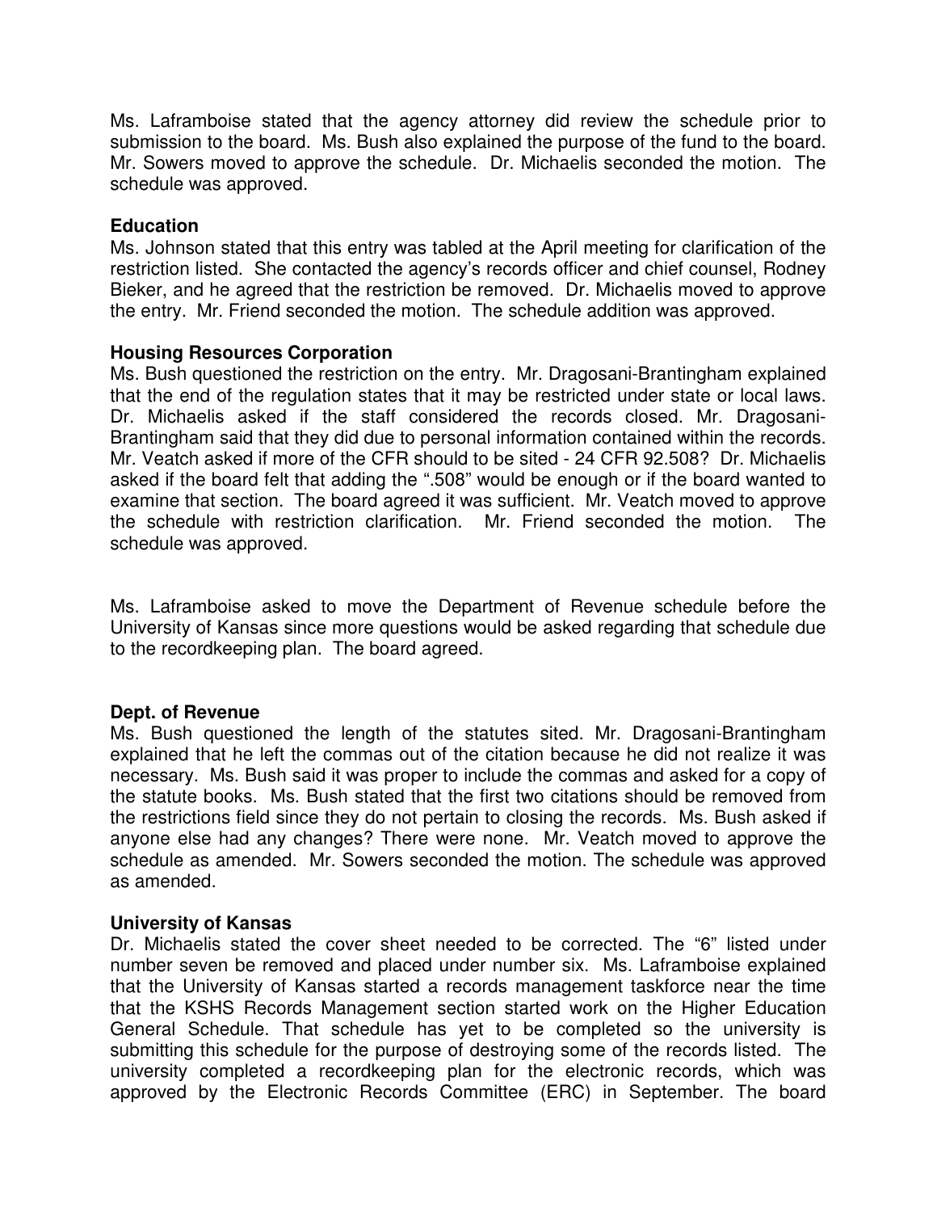Ms. Laframboise stated that the agency attorney did review the schedule prior to submission to the board. Ms. Bush also explained the purpose of the fund to the board. Mr. Sowers moved to approve the schedule. Dr. Michaelis seconded the motion. The schedule was approved.

**Education**

Ms. Johnson stated that this entry was tabled at the April meeting for clarification of the restriction listed. She contacted the agency's records officer and chief counsel, Rodney Bieker, and he agreed that the restriction be removed. Dr. Michaelis moved to approve the entry. Mr. Friend seconded the motion. The schedule addition was approved.

**Housing Resources Corporation**

Ms. Bush questioned the restriction on the entry. Mr. Dragosani-Brantingham explained that the end of the regulation states that it may be restricted under state or local laws. Dr. Michaelis asked if the staff considered the records closed. Mr. Dragosani-Brantingham said that they did due to personal information contained within the records. Mr. Veatch asked if more of the CFR should to be sited - 24 CFR 92.508? Dr. Michaelis asked if the board felt that adding the ".508" would be enough or if the board wanted to examine that section. The board agreed it was sufficient. Mr. Veatch moved to approve the schedule with restriction clarification. Mr. Friend seconded the motion. The schedule was approved.

Ms. Laframboise asked to move the Department of Revenue schedule before the University of Kansas since more questions would be asked regarding that schedule due to the recordkeeping plan. The board agreed.

**Dept. of Revenue**

Ms. Bush questioned the length of the statutes sited. Mr. Dragosani-Brantingham explained that he left the commas out of the citation because he did not realize it was necessary. Ms. Bush said it was proper to include the commas and asked for a copy of the statute books. Ms. Bush stated that the first two citations should be removed from the restrictions field since they do not pertain to closing the records. Ms. Bush asked if anyone else had any changes? There were none. Mr. Veatch moved to approve the schedule as amended. Mr. Sowers seconded the motion. The schedule was approved as amended.

**University of Kansas**

Dr. Michaelis stated the cover sheet needed to be corrected. The "6" listed under number seven be removed and placed under number six. Ms. Laframboise explained that the University of Kansas started a records management taskforce near the time that the KSHS Records Management section started work on the Higher Education General Schedule. That schedule has yet to be completed so the university is submitting this schedule for the purpose of destroying some of the records listed. The university completed a recordkeeping plan for the electronic records, which was approved by the Electronic Records Committee (ERC) in September. The board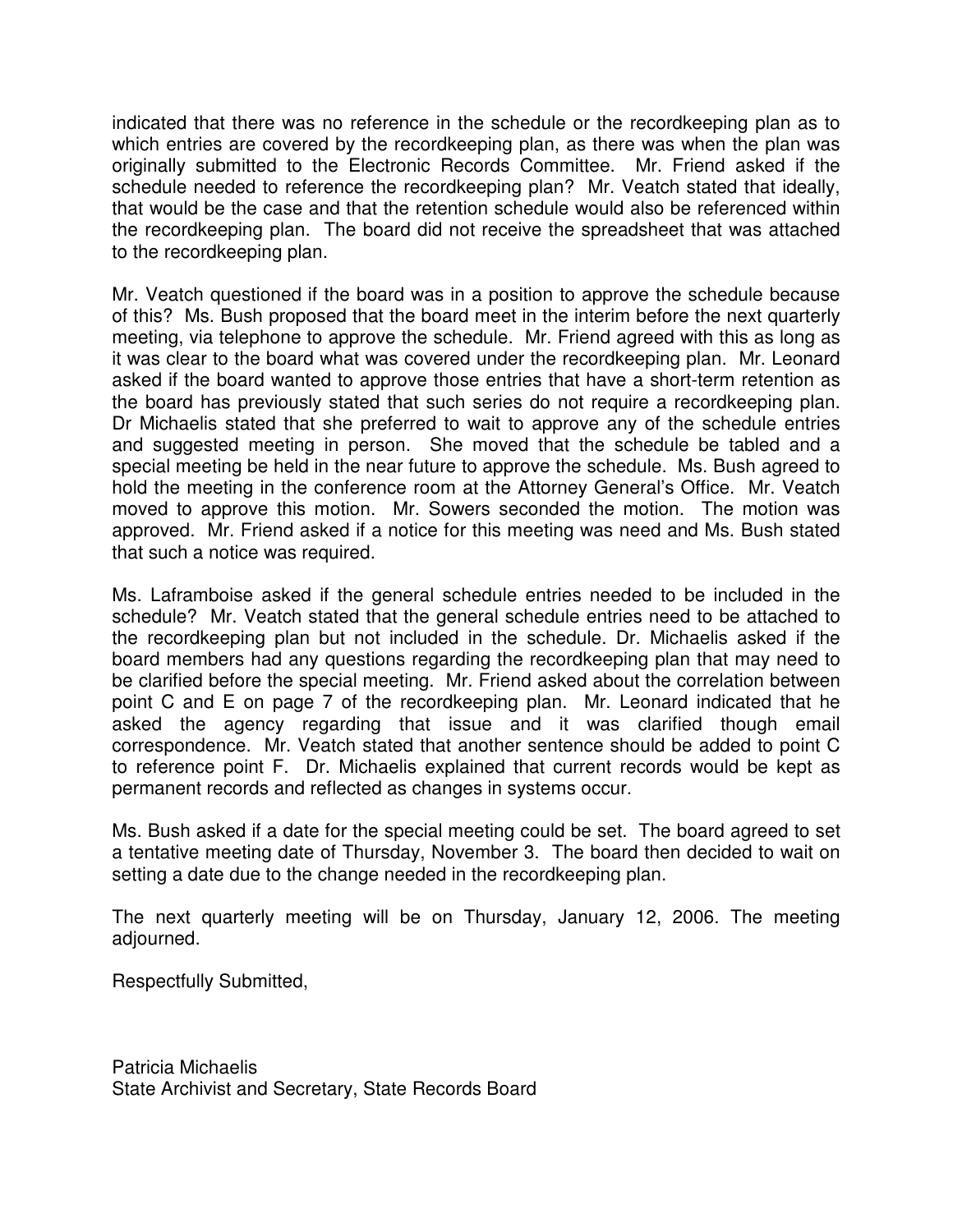indicated that there was no reference in the schedule or the recordkeeping plan as to which entries are covered by the recordkeeping plan, as there was when the plan was originally submitted to the Electronic Records Committee. Mr. Friend asked if the schedule needed to reference the recordkeeping plan? Mr. Veatch stated that ideally, that would be the case and that the retention schedule would also be referenced within the recordkeeping plan. The board did not receive the spreadsheet that was attached to the recordkeeping plan.

Mr. Veatch questioned if the board was in a position to approve the schedule because of this? Ms. Bush proposed that the board meet in the interim before the next quarterly meeting, via telephone to approve the schedule. Mr. Friend agreed with this as long as it was clear to the board what was covered under the recordkeeping plan. Mr. Leonard asked if the board wanted to approve those entries that have a short-term retention as the board has previously stated that such series do not require a recordkeeping plan. Dr Michaelis stated that she preferred to wait to approve any of the schedule entries and suggested meeting in person. She moved that the schedule be tabled and a special meeting be held in the near future to approve the schedule. Ms. Bush agreed to hold the meeting in the conference room at the Attorney General's Office. Mr. Veatch moved to approve this motion. Mr. Sowers seconded the motion. The motion was approved. Mr. Friend asked if a notice for this meeting was need and Ms. Bush stated that such a notice was required.

Ms. Laframboise asked if the general schedule entries needed to be included in the schedule? Mr. Veatch stated that the general schedule entries need to be attached to the recordkeeping plan but not included in the schedule. Dr. Michaelis asked if the board members had any questions regarding the recordkeeping plan that may need to be clarified before the special meeting. Mr. Friend asked about the correlation between point C and E on page 7 of the recordkeeping plan. Mr. Leonard indicated that he asked the agency regarding that issue and it was clarified though email correspondence. Mr. Veatch stated that another sentence should be added to point C to reference point F. Dr. Michaelis explained that current records would be kept as permanent records and reflected as changes in systems occur.

Ms. Bush asked if a date for the special meeting could be set. The board agreed to set a tentative meeting date of Thursday, November 3. The board then decided to wait on setting a date due to the change needed in the recordkeeping plan.

The next quarterly meeting will be on Thursday, January 12, 2006. The meeting adjourned.

Respectfully Submitted,

Patricia Michaelis
State Archivist and Secretary, State Records Board